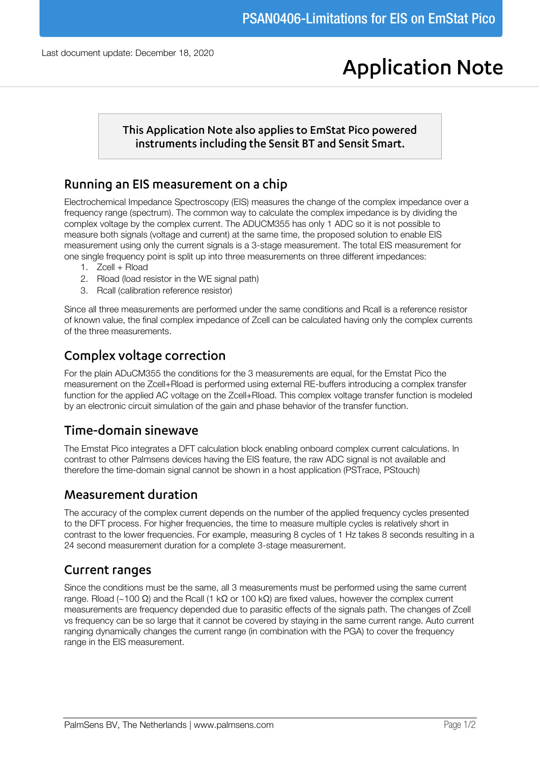# PSAN0406-Limitations for EIS on EmStat Pico

Last document update: December 18, 2020

# Application Note

**This Application Note also applies to EmStat Pico powered instruments including the Sensit BT and Sensit Smart.**

## Running an EIS measurement on a chip

Electrochemical Impedance Spectroscopy (EIS) measures the change of the complex impedance over a frequency range (spectrum). The common way to calculate the complex impedance is by dividing the complex voltage by the complex current. The ADUCM355 has only 1 ADC so it is not possible to measure both signals (voltage and current) at the same time, the proposed solution to enable EIS measurement using only the current signals is a 3-stage measurement. The total EIS measurement for one single frequency point is split up into three measurements on three different impedances:

1. Zcell + Rload
2. Rload (load resistor in the WE signal path)
3. Rcall (calibration reference resistor)

Since all three measurements are performed under the same conditions and Rcall is a reference resistor of known value, the final complex impedance of Zcell can be calculated having only the complex currents of the three measurements.

## Complex voltage correction

For the plain ADuCM355 the conditions for the 3 measurements are equal, for the Emstat Pico the measurement on the Zcell+Rload is performed using external RE-buffers introducing a complex transfer function for the applied AC voltage on the Zcell+Rload. This complex voltage transfer function is modeled by an electronic circuit simulation of the gain and phase behavior of the transfer function.

## Time-domain sinewave

The Emstat Pico integrates a DFT calculation block enabling onboard complex current calculations. In contrast to other Palmsens devices having the EIS feature, the raw ADC signal is not available and therefore the time-domain signal cannot be shown in a host application (PSTrace, PStouch)

## Measurement duration

The accuracy of the complex current depends on the number of the applied frequency cycles presented to the DFT process. For higher frequencies, the time to measure multiple cycles is relatively short in contrast to the lower frequencies. For example, measuring 8 cycles of 1 Hz takes 8 seconds resulting in a 24 second measurement duration for a complete 3-stage measurement.

## Current ranges

Since the conditions must be the same, all 3 measurements must be performed using the same current range. Rload (~100 Ω) and the Rcall (1 kΩ or 100 kΩ) are fixed values, however the complex current measurements are frequency depended due to parasitic effects of the signals path. The changes of Zcell vs frequency can be so large that it cannot be covered by staying in the same current range. Auto current ranging dynamically changes the current range (in combination with the PGA) to cover the frequency range in the EIS measurement.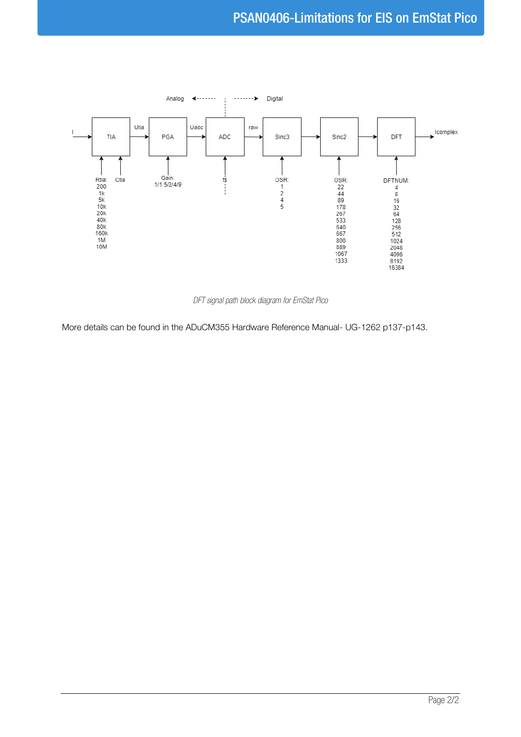Analog

Digital

I

TIA

Utia

PGA

Uadc

ADC

raw

Sinc3

Sinc2

DFT

Icomplex

Rtia:
200
1k
5k
10k
20k
40k
80k
160k
1M
10M

Ctia

Gain:
1/1.5/2/4/9

fs

OSR:
1
2
4
5

OSR:
22
44
89
178
267
533
640
667
800
889
1067
1333

DFTNUM:
4
8
16
32
64
128
256
512
1024
2048
4096
8192
16384

*DFT signal path block diagram for EmStat Pico*

More details can be found in the ADuCM355 Hardware Reference Manual- UG-1262 p137-p143.